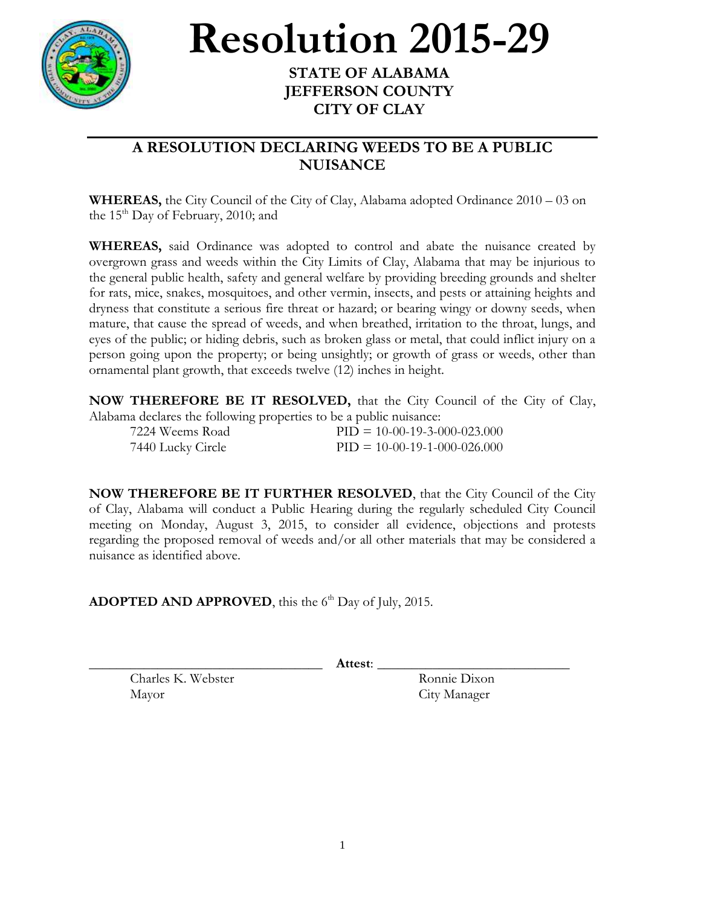# Resolution 2015-29

**STATE OF ALABAMA**
**JEFFERSON COUNTY**
**CITY OF CLAY**

---

## A RESOLUTION DECLARING WEEDS TO BE A PUBLIC NUISANCE

**WHEREAS,** the City Council of the City of Clay, Alabama adopted Ordinance 2010 – 03 on the 15th Day of February, 2010; and

**WHEREAS,** said Ordinance was adopted to control and abate the nuisance created by overgrown grass and weeds within the City Limits of Clay, Alabama that may be injurious to the general public health, safety and general welfare by providing breeding grounds and shelter for rats, mice, snakes, mosquitoes, and other vermin, insects, and pests or attaining heights and dryness that constitute a serious fire threat or hazard; or bearing wingy or downy seeds, when mature, that cause the spread of weeds, and when breathed, irritation to the throat, lungs, and eyes of the public; or hiding debris, such as broken glass or metal, that could inflict injury on a person going upon the property; or being unsightly; or growth of grass or weeds, other than ornamental plant growth, that exceeds twelve (12) inches in height.

**NOW THEREFORE BE IT RESOLVED,** that the City Council of the City of Clay, Alabama declares the following properties to be a public nuisance:

| | |
|---|---|
| 7224 Weems Road | PID = 10-00-19-3-000-023.000 |
| 7440 Lucky Circle | PID = 10-00-19-1-000-026.000 |

**NOW THEREFORE BE IT FURTHER RESOLVED**, that the City Council of the City of Clay, Alabama will conduct a Public Hearing during the regularly scheduled City Council meeting on Monday, August 3, 2015, to consider all evidence, objections and protests regarding the proposed removal of weeds and/or all other materials that may be considered a nuisance as identified above.

**ADOPTED AND APPROVED**, this the 6th Day of July, 2015.

\_\_\_\_\_\_\_\_\_\_\_\_\_\_\_\_\_\_\_\_\_\_\_\_\_\_\_\_\_\_ **Attest**: \_\_\_\_\_\_\_\_\_\_\_\_\_\_\_\_\_\_\_\_\_\_\_\_\_\_\_\_\_\_

Charles K. Webster
Mayor

Ronnie Dixon
City Manager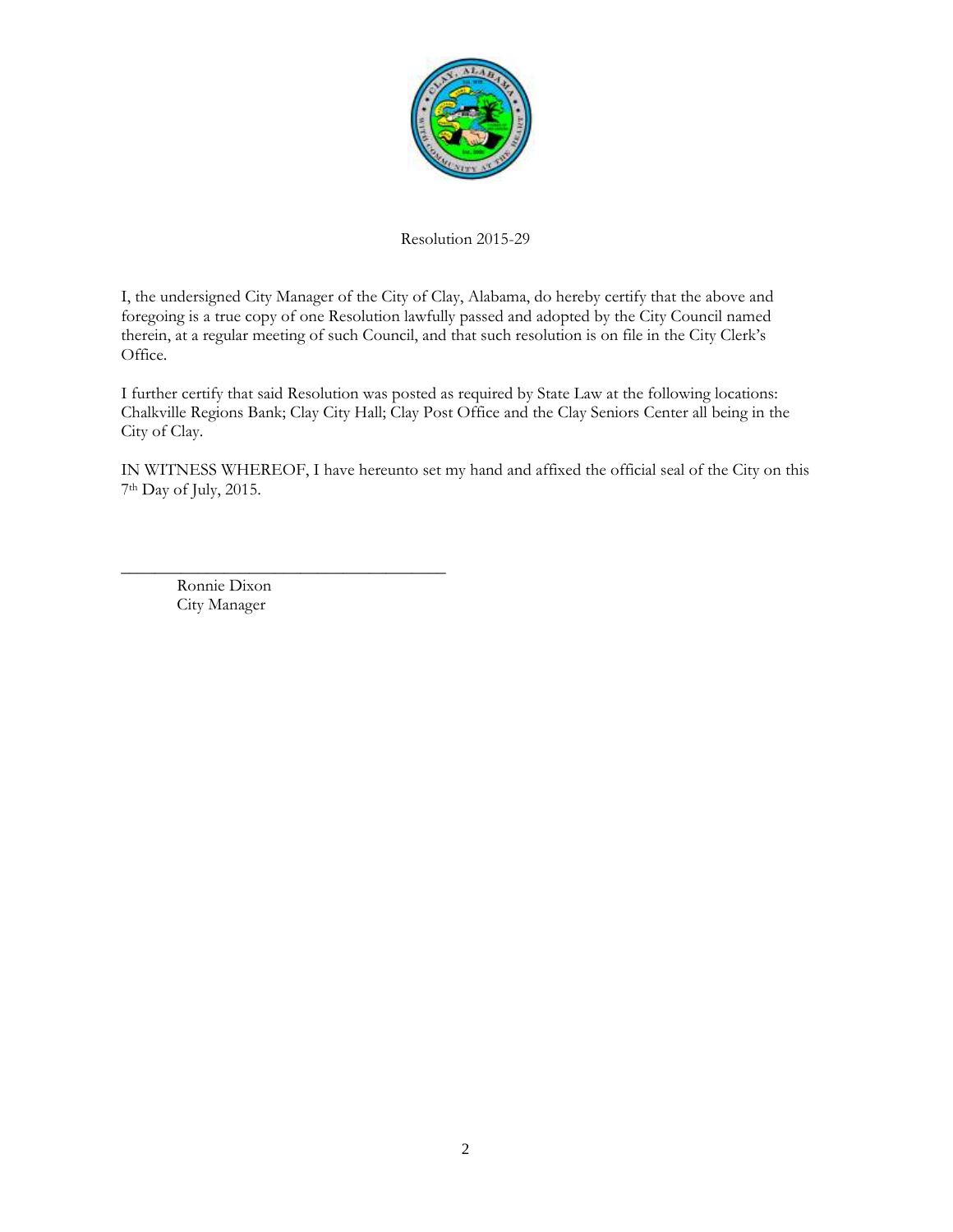Resolution 2015-29

I, the undersigned City Manager of the City of Clay, Alabama, do hereby certify that the above and foregoing is a true copy of one Resolution lawfully passed and adopted by the City Council named therein, at a regular meeting of such Council, and that such resolution is on file in the City Clerk's Office.

I further certify that said Resolution was posted as required by State Law at the following locations: Chalkville Regions Bank; Clay City Hall; Clay Post Office and the Clay Seniors Center all being in the City of Clay.

IN WITNESS WHEREOF, I have hereunto set my hand and affixed the official seal of the City on this 7th Day of July, 2015.

\_\_\_\_\_\_\_\_\_\_\_\_\_\_\_\_\_\_\_\_\_\_\_\_\_\_\_\_\_\_\_\_\_\_\_\_\_\_\_\_

Ronnie Dixon
City Manager